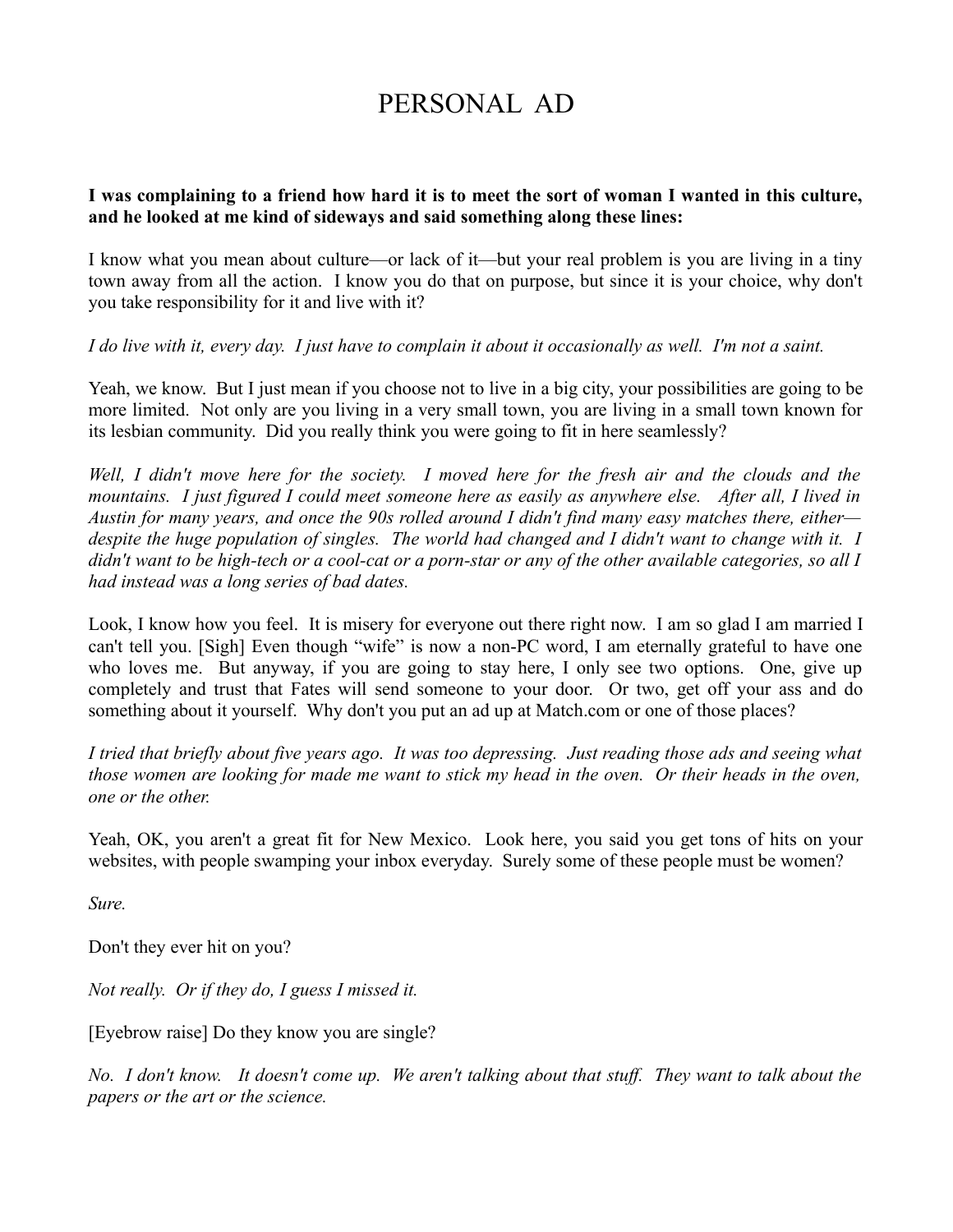# PERSONAL AD

**I was complaining to a friend how hard it is to meet the sort of woman I wanted in this culture, and he looked at me kind of sideways and said something along these lines:**

I know what you mean about culture—or lack of it—but your real problem is you are living in a tiny town away from all the action. I know you do that on purpose, but since it is your choice, why don't you take responsibility for it and live with it?

*I do live with it, every day. I just have to complain it about it occasionally as well. I'm not a saint.*

Yeah, we know. But I just mean if you choose not to live in a big city, your possibilities are going to be more limited. Not only are you living in a very small town, you are living in a small town known for its lesbian community. Did you really think you were going to fit in here seamlessly?

*Well, I didn't move here for the society. I moved here for the fresh air and the clouds and the mountains. I just figured I could meet someone here as easily as anywhere else. After all, I lived in Austin for many years, and once the 90s rolled around I didn't find many easy matches there, either—despite the huge population of singles. The world had changed and I didn't want to change with it. I didn't want to be high-tech or a cool-cat or a porn-star or any of the other available categories, so all I had instead was a long series of bad dates.*

Look, I know how you feel. It is misery for everyone out there right now. I am so glad I am married I can't tell you. [Sigh] Even though "wife" is now a non-PC word, I am eternally grateful to have one who loves me. But anyway, if you are going to stay here, I only see two options. One, give up completely and trust that Fates will send someone to your door. Or two, get off your ass and do something about it yourself. Why don't you put an ad up at Match.com or one of those places?

*I tried that briefly about five years ago. It was too depressing. Just reading those ads and seeing what those women are looking for made me want to stick my head in the oven. Or their heads in the oven, one or the other.*

Yeah, OK, you aren't a great fit for New Mexico. Look here, you said you get tons of hits on your websites, with people swamping your inbox everyday. Surely some of these people must be women?

*Sure.*

Don't they ever hit on you?

*Not really. Or if they do, I guess I missed it.*

[Eyebrow raise] Do they know you are single?

*No. I don't know. It doesn't come up. We aren't talking about that stuff. They want to talk about the papers or the art or the science.*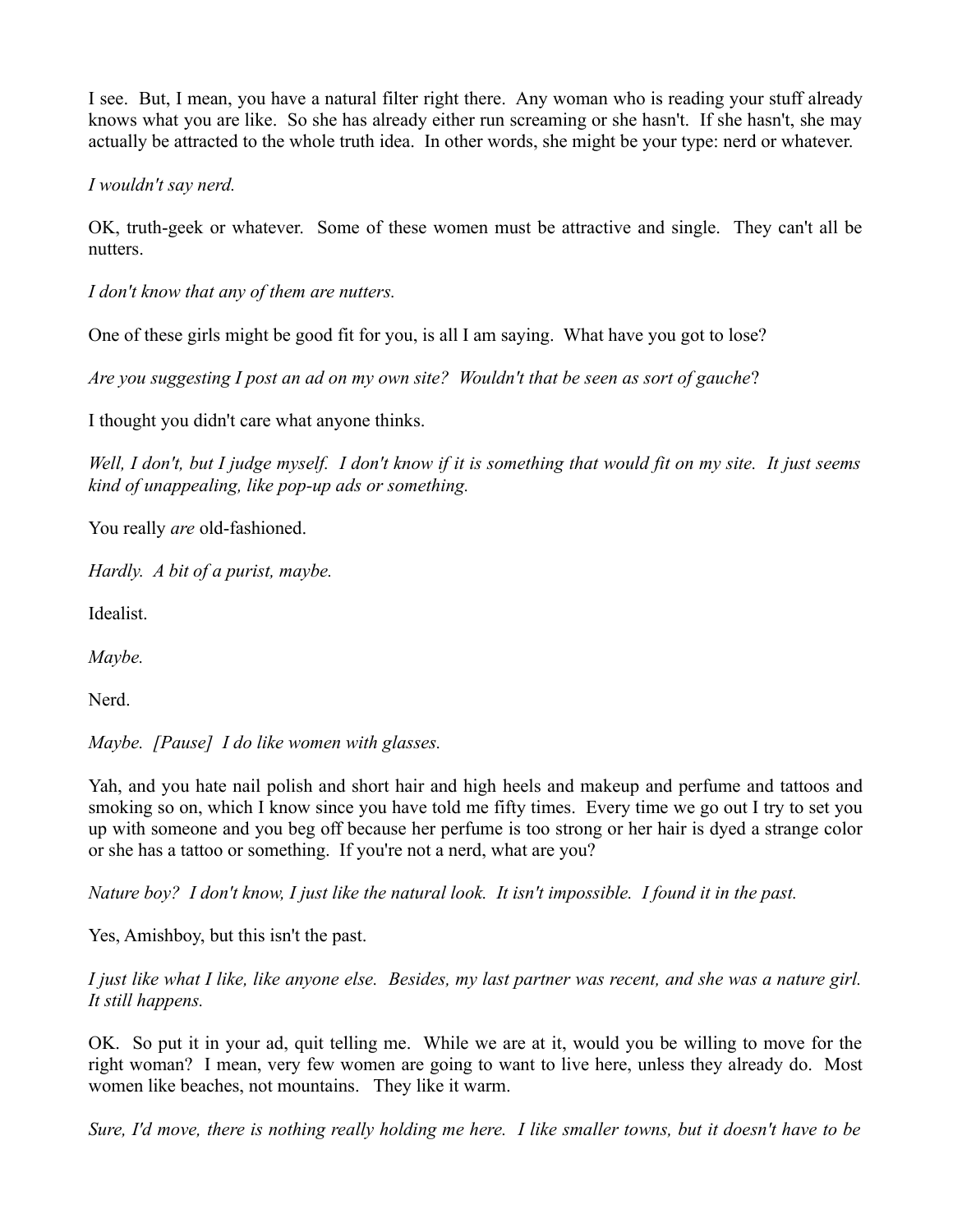I see. But, I mean, you have a natural filter right there. Any woman who is reading your stuff already knows what you are like. So she has already either run screaming or she hasn't. If she hasn't, she may actually be attracted to the whole truth idea. In other words, she might be your type: nerd or whatever.

*I wouldn't say nerd.*

OK, truth-geek or whatever. Some of these women must be attractive and single. They can't all be nutters.

*I don't know that any of them are nutters.*

One of these girls might be good fit for you, is all I am saying. What have you got to lose?

*Are you suggesting I post an ad on my own site? Wouldn't that be seen as sort of gauche*?

I thought you didn't care what anyone thinks.

*Well, I don't, but I judge myself. I don't know if it is something that would fit on my site. It just seems kind of unappealing, like pop-up ads or something.*

You really *are* old-fashioned.

*Hardly. A bit of a purist, maybe.*

Idealist.

*Maybe.*

Nerd.

*Maybe. [Pause] I do like women with glasses.*

Yah, and you hate nail polish and short hair and high heels and makeup and perfume and tattoos and smoking so on, which I know since you have told me fifty times. Every time we go out I try to set you up with someone and you beg off because her perfume is too strong or her hair is dyed a strange color or she has a tattoo or something. If you're not a nerd, what are you?

*Nature boy? I don't know, I just like the natural look. It isn't impossible. I found it in the past.*

Yes, Amishboy, but this isn't the past.

*I just like what I like, like anyone else. Besides, my last partner was recent, and she was a nature girl. It still happens.*

OK. So put it in your ad, quit telling me. While we are at it, would you be willing to move for the right woman? I mean, very few women are going to want to live here, unless they already do. Most women like beaches, not mountains. They like it warm.

*Sure, I'd move, there is nothing really holding me here. I like smaller towns, but it doesn't have to be*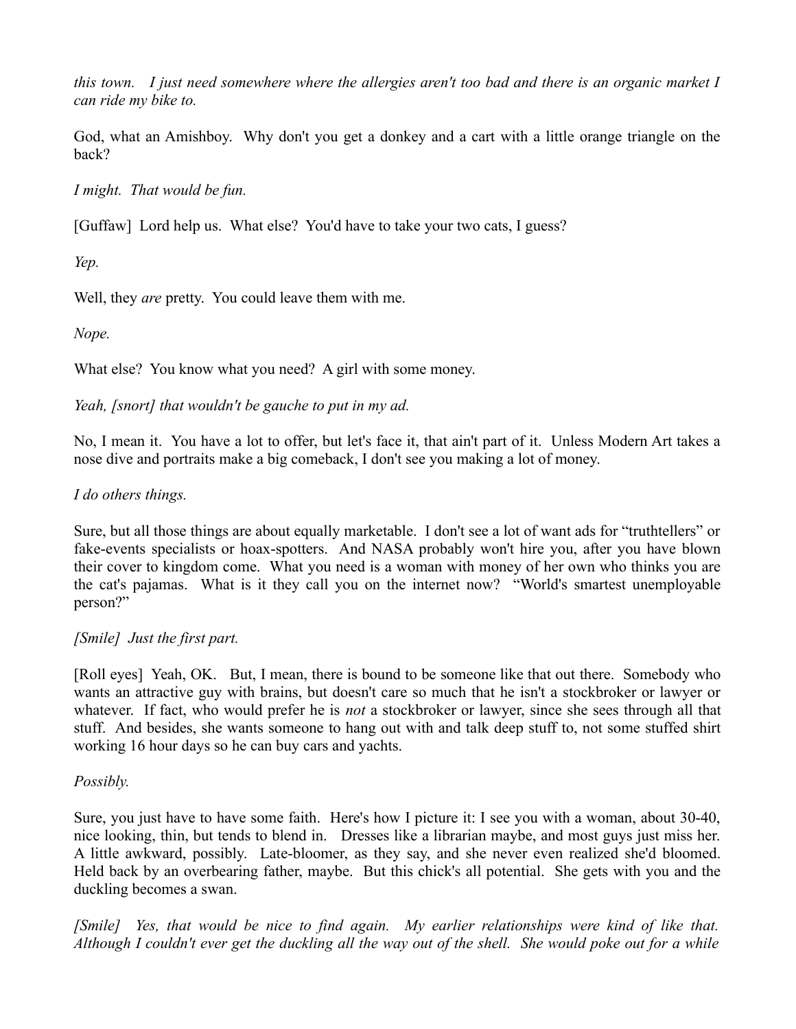*this town. I just need somewhere where the allergies aren't too bad and there is an organic market I can ride my bike to.*

God, what an Amishboy. Why don't you get a donkey and a cart with a little orange triangle on the back?

*I might. That would be fun.*

[Guffaw] Lord help us. What else? You'd have to take your two cats, I guess?

*Yep.*

Well, they *are* pretty. You could leave them with me.

*Nope.*

What else? You know what you need? A girl with some money.

*Yeah, [snort] that wouldn't be gauche to put in my ad.*

No, I mean it. You have a lot to offer, but let's face it, that ain't part of it. Unless Modern Art takes a nose dive and portraits make a big comeback, I don't see you making a lot of money.

*I do others things.*

Sure, but all those things are about equally marketable. I don't see a lot of want ads for "truthtellers" or fake-events specialists or hoax-spotters. And NASA probably won't hire you, after you have blown their cover to kingdom come. What you need is a woman with money of her own who thinks you are the cat's pajamas. What is it they call you on the internet now? "World's smartest unemployable person?"

*[Smile] Just the first part.*

[Roll eyes] Yeah, OK. But, I mean, there is bound to be someone like that out there. Somebody who wants an attractive guy with brains, but doesn't care so much that he isn't a stockbroker or lawyer or whatever. If fact, who would prefer he is *not* a stockbroker or lawyer, since she sees through all that stuff. And besides, she wants someone to hang out with and talk deep stuff to, not some stuffed shirt working 16 hour days so he can buy cars and yachts.

*Possibly.*

Sure, you just have to have some faith. Here's how I picture it: I see you with a woman, about 30-40, nice looking, thin, but tends to blend in. Dresses like a librarian maybe, and most guys just miss her. A little awkward, possibly. Late-bloomer, as they say, and she never even realized she'd bloomed. Held back by an overbearing father, maybe. But this chick's all potential. She gets with you and the duckling becomes a swan.

*[Smile] Yes, that would be nice to find again. My earlier relationships were kind of like that. Although I couldn't ever get the duckling all the way out of the shell. She would poke out for a while*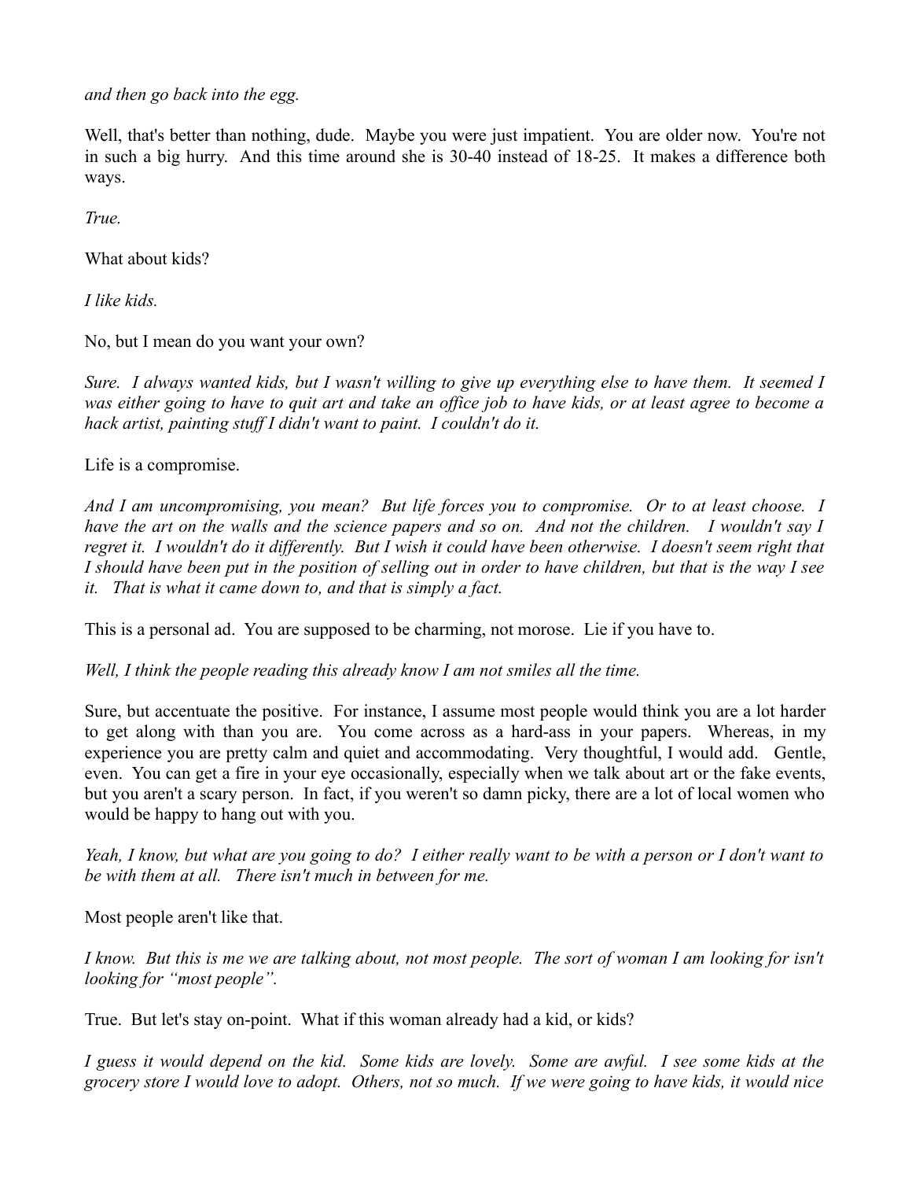*and then go back into the egg.*

Well, that's better than nothing, dude. Maybe you were just impatient. You are older now. You're not in such a big hurry. And this time around she is 30-40 instead of 18-25. It makes a difference both ways.

*True.*

What about kids?

*I like kids.*

No, but I mean do you want your own?

*Sure. I always wanted kids, but I wasn't willing to give up everything else to have them. It seemed I was either going to have to quit art and take an office job to have kids, or at least agree to become a hack artist, painting stuff I didn't want to paint. I couldn't do it.*

Life is a compromise.

*And I am uncompromising, you mean? But life forces you to compromise. Or to at least choose. I have the art on the walls and the science papers and so on. And not the children. I wouldn't say I regret it. I wouldn't do it differently. But I wish it could have been otherwise. I doesn't seem right that I should have been put in the position of selling out in order to have children, but that is the way I see it. That is what it came down to, and that is simply a fact.*

This is a personal ad. You are supposed to be charming, not morose. Lie if you have to.

*Well, I think the people reading this already know I am not smiles all the time.*

Sure, but accentuate the positive. For instance, I assume most people would think you are a lot harder to get along with than you are. You come across as a hard-ass in your papers. Whereas, in my experience you are pretty calm and quiet and accommodating. Very thoughtful, I would add. Gentle, even. You can get a fire in your eye occasionally, especially when we talk about art or the fake events, but you aren't a scary person. In fact, if you weren't so damn picky, there are a lot of local women who would be happy to hang out with you.

*Yeah, I know, but what are you going to do? I either really want to be with a person or I don't want to be with them at all. There isn't much in between for me.*

Most people aren't like that.

*I know. But this is me we are talking about, not most people. The sort of woman I am looking for isn't looking for "most people".*

True. But let's stay on-point. What if this woman already had a kid, or kids?

*I guess it would depend on the kid. Some kids are lovely. Some are awful. I see some kids at the grocery store I would love to adopt. Others, not so much. If we were going to have kids, it would nice*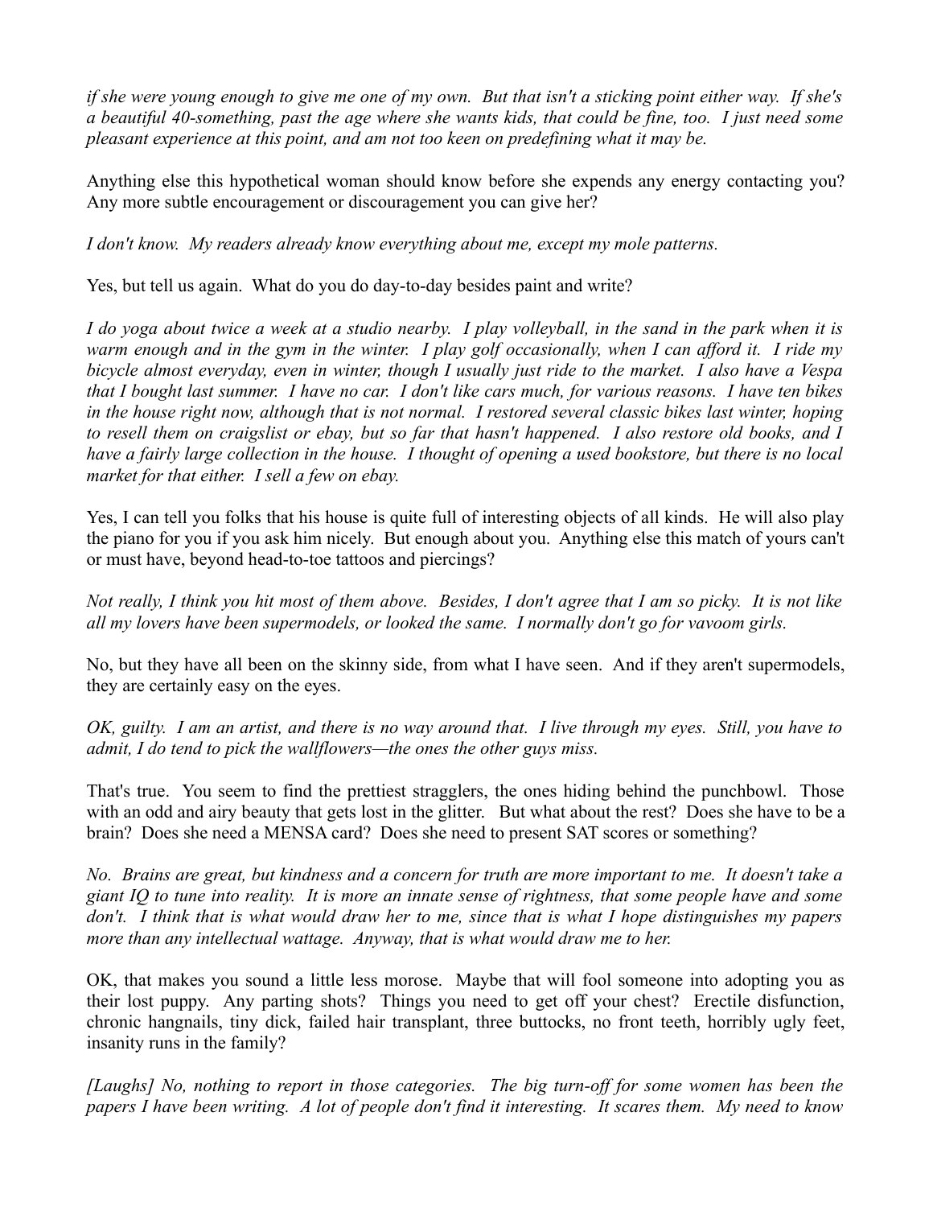*if she were young enough to give me one of my own. But that isn't a sticking point either way. If she's a beautiful 40-something, past the age where she wants kids, that could be fine, too. I just need some pleasant experience at this point, and am not too keen on predefining what it may be.*

Anything else this hypothetical woman should know before she expends any energy contacting you? Any more subtle encouragement or discouragement you can give her?

*I don't know. My readers already know everything about me, except my mole patterns.*

Yes, but tell us again. What do you do day-to-day besides paint and write?

*I do yoga about twice a week at a studio nearby. I play volleyball, in the sand in the park when it is warm enough and in the gym in the winter. I play golf occasionally, when I can afford it. I ride my bicycle almost everyday, even in winter, though I usually just ride to the market. I also have a Vespa that I bought last summer. I have no car. I don't like cars much, for various reasons. I have ten bikes in the house right now, although that is not normal. I restored several classic bikes last winter, hoping to resell them on craigslist or ebay, but so far that hasn't happened. I also restore old books, and I have a fairly large collection in the house. I thought of opening a used bookstore, but there is no local market for that either. I sell a few on ebay.*

Yes, I can tell you folks that his house is quite full of interesting objects of all kinds. He will also play the piano for you if you ask him nicely. But enough about you. Anything else this match of yours can't or must have, beyond head-to-toe tattoos and piercings?

*Not really, I think you hit most of them above. Besides, I don't agree that I am so picky. It is not like all my lovers have been supermodels, or looked the same. I normally don't go for vavoom girls.*

No, but they have all been on the skinny side, from what I have seen. And if they aren't supermodels, they are certainly easy on the eyes.

*OK, guilty. I am an artist, and there is no way around that. I live through my eyes. Still, you have to admit, I do tend to pick the wallflowers—the ones the other guys miss.*

That's true. You seem to find the prettiest stragglers, the ones hiding behind the punchbowl. Those with an odd and airy beauty that gets lost in the glitter. But what about the rest? Does she have to be a brain? Does she need a MENSA card? Does she need to present SAT scores or something?

*No. Brains are great, but kindness and a concern for truth are more important to me. It doesn't take a giant IQ to tune into reality. It is more an innate sense of rightness, that some people have and some don't. I think that is what would draw her to me, since that is what I hope distinguishes my papers more than any intellectual wattage. Anyway, that is what would draw me to her.*

OK, that makes you sound a little less morose. Maybe that will fool someone into adopting you as their lost puppy. Any parting shots? Things you need to get off your chest? Erectile disfunction, chronic hangnails, tiny dick, failed hair transplant, three buttocks, no front teeth, horribly ugly feet, insanity runs in the family?

*[Laughs] No, nothing to report in those categories. The big turn-off for some women has been the papers I have been writing. A lot of people don't find it interesting. It scares them. My need to know*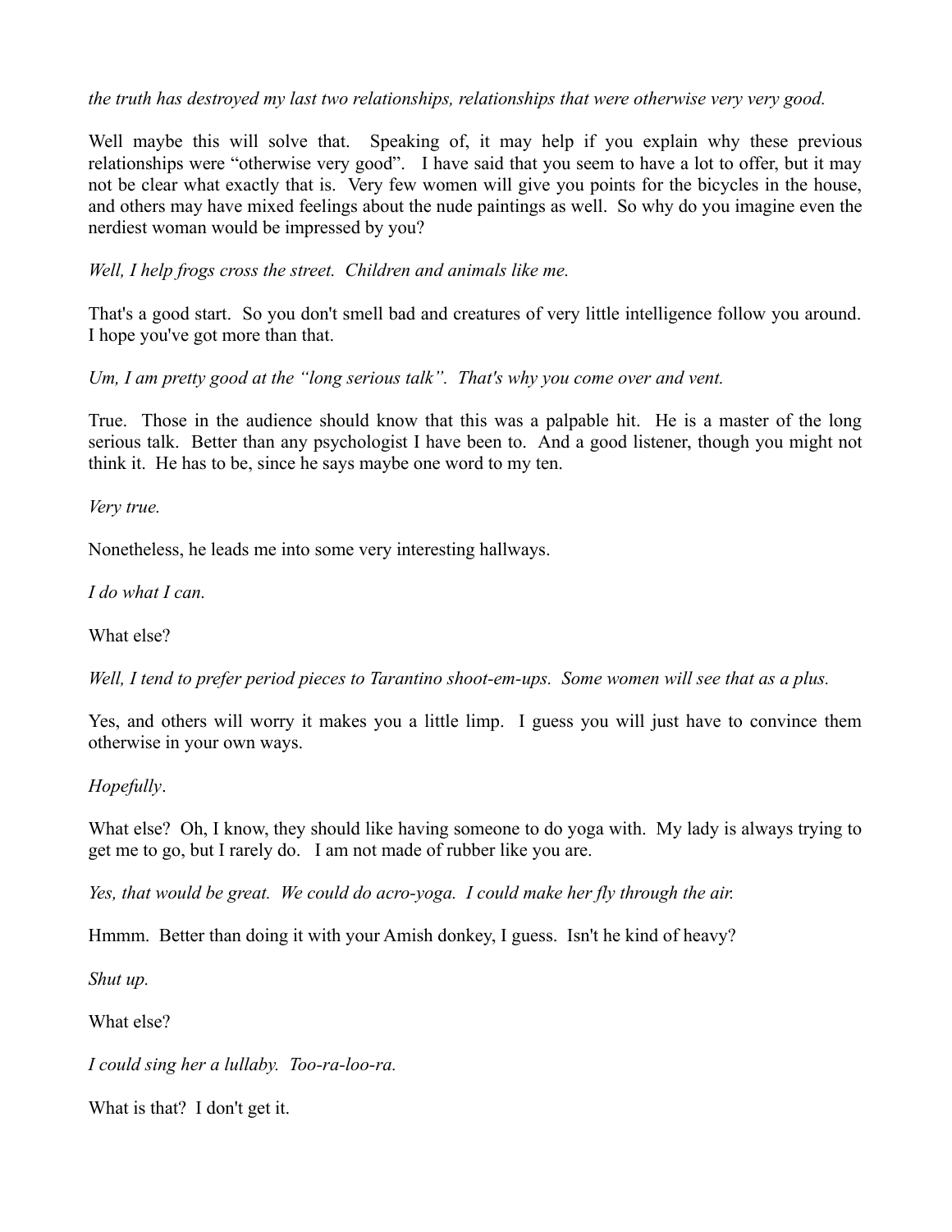*the truth has destroyed my last two relationships, relationships that were otherwise very very good.*

Well maybe this will solve that. Speaking of, it may help if you explain why these previous relationships were "otherwise very good". I have said that you seem to have a lot to offer, but it may not be clear what exactly that is. Very few women will give you points for the bicycles in the house, and others may have mixed feelings about the nude paintings as well. So why do you imagine even the nerdiest woman would be impressed by you?

*Well, I help frogs cross the street. Children and animals like me.*

That's a good start. So you don't smell bad and creatures of very little intelligence follow you around. I hope you've got more than that.

*Um, I am pretty good at the "long serious talk". That's why you come over and vent.*

True. Those in the audience should know that this was a palpable hit. He is a master of the long serious talk. Better than any psychologist I have been to. And a good listener, though you might not think it. He has to be, since he says maybe one word to my ten.

*Very true.*

Nonetheless, he leads me into some very interesting hallways.

*I do what I can.*

What else?

*Well, I tend to prefer period pieces to Tarantino shoot-em-ups. Some women will see that as a plus.*

Yes, and others will worry it makes you a little limp. I guess you will just have to convince them otherwise in your own ways.

*Hopefully*.

What else? Oh, I know, they should like having someone to do yoga with. My lady is always trying to get me to go, but I rarely do. I am not made of rubber like you are.

*Yes, that would be great. We could do acro-yoga. I could make her fly through the air.*

Hmmm. Better than doing it with your Amish donkey, I guess. Isn't he kind of heavy?

*Shut up.*

What else?

*I could sing her a lullaby. Too-ra-loo-ra.*

What is that? I don't get it.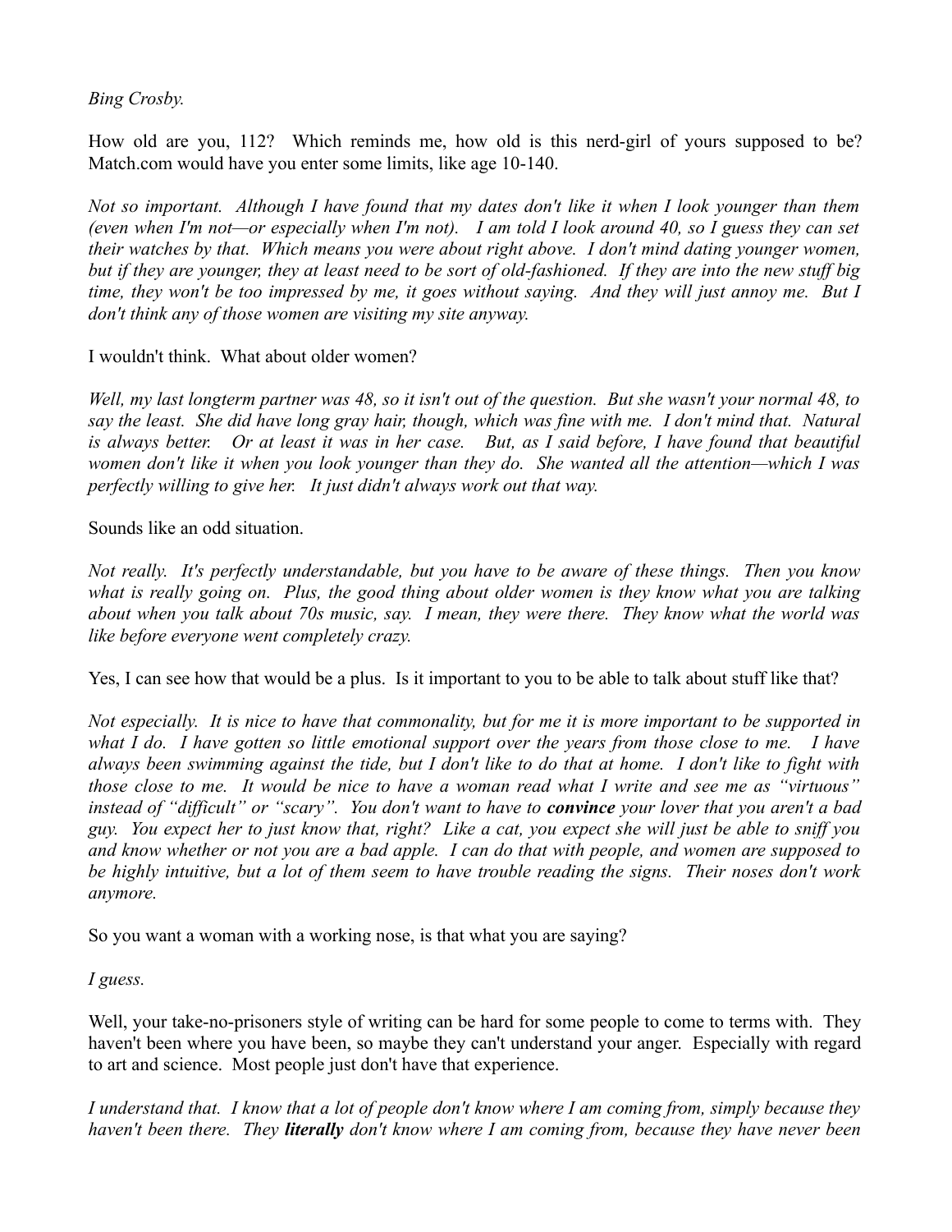*Bing Crosby.*

How old are you, 112? Which reminds me, how old is this nerd-girl of yours supposed to be? Match.com would have you enter some limits, like age 10-140.

*Not so important. Although I have found that my dates don't like it when I look younger than them (even when I'm not—or especially when I'm not). I am told I look around 40, so I guess they can set their watches by that. Which means you were about right above. I don't mind dating younger women, but if they are younger, they at least need to be sort of old-fashioned. If they are into the new stuff big time, they won't be too impressed by me, it goes without saying. And they will just annoy me. But I don't think any of those women are visiting my site anyway.*

I wouldn't think. What about older women?

*Well, my last longterm partner was 48, so it isn't out of the question. But she wasn't your normal 48, to say the least. She did have long gray hair, though, which was fine with me. I don't mind that. Natural is always better. Or at least it was in her case. But, as I said before, I have found that beautiful women don't like it when you look younger than they do. She wanted all the attention—which I was perfectly willing to give her. It just didn't always work out that way.*

Sounds like an odd situation.

*Not really. It's perfectly understandable, but you have to be aware of these things. Then you know what is really going on. Plus, the good thing about older women is they know what you are talking about when you talk about 70s music, say. I mean, they were there. They know what the world was like before everyone went completely crazy.*

Yes, I can see how that would be a plus. Is it important to you to be able to talk about stuff like that?

*Not especially. It is nice to have that commonality, but for me it is more important to be supported in what I do. I have gotten so little emotional support over the years from those close to me. I have always been swimming against the tide, but I don't like to do that at home. I don't like to fight with those close to me. It would be nice to have a woman read what I write and see me as "virtuous" instead of "difficult" or "scary". You don't want to have to* ***convince*** *your lover that you aren't a bad guy. You expect her to just know that, right? Like a cat, you expect she will just be able to sniff you and know whether or not you are a bad apple. I can do that with people, and women are supposed to be highly intuitive, but a lot of them seem to have trouble reading the signs. Their noses don't work anymore.*

So you want a woman with a working nose, is that what you are saying?

*I guess.*

Well, your take-no-prisoners style of writing can be hard for some people to come to terms with. They haven't been where you have been, so maybe they can't understand your anger. Especially with regard to art and science. Most people just don't have that experience.

*I understand that. I know that a lot of people don't know where I am coming from, simply because they haven't been there. They* ***literally*** *don't know where I am coming from, because they have never been*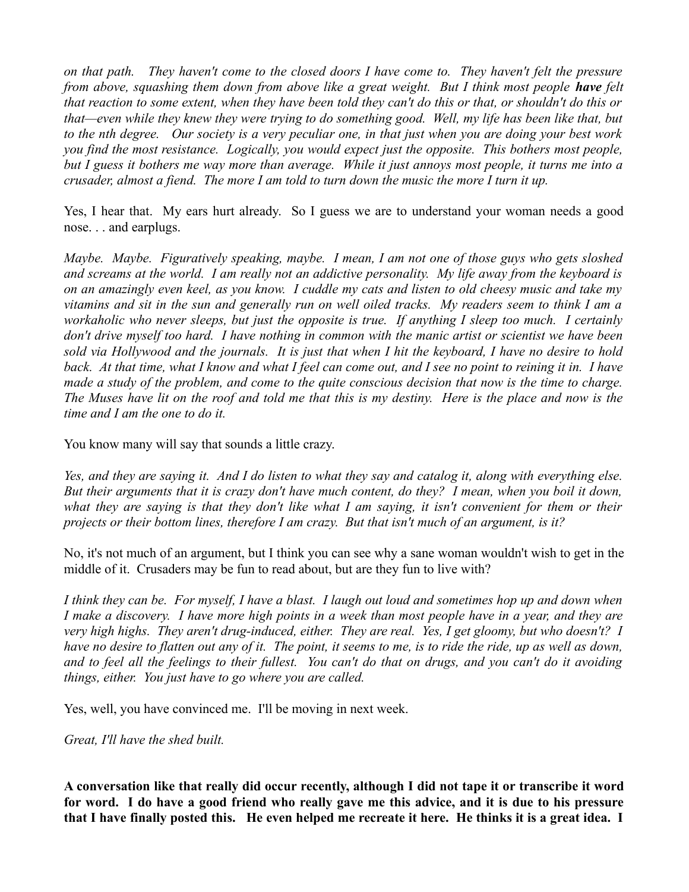*on that path. They haven't come to the closed doors I have come to. They haven't felt the pressure from above, squashing them down from above like a great weight. But I think most people* ***have*** *felt that reaction to some extent, when they have been told they can't do this or that, or shouldn't do this or that—even while they knew they were trying to do something good. Well, my life has been like that, but to the nth degree. Our society is a very peculiar one, in that just when you are doing your best work you find the most resistance. Logically, you would expect just the opposite. This bothers most people, but I guess it bothers me way more than average. While it just annoys most people, it turns me into a crusader, almost a fiend. The more I am told to turn down the music the more I turn it up.*

Yes, I hear that. My ears hurt already. So I guess we are to understand your woman needs a good nose. . . and earplugs.

*Maybe. Maybe. Figuratively speaking, maybe. I mean, I am not one of those guys who gets sloshed and screams at the world. I am really not an addictive personality. My life away from the keyboard is on an amazingly even keel, as you know. I cuddle my cats and listen to old cheesy music and take my vitamins and sit in the sun and generally run on well oiled tracks. My readers seem to think I am a workaholic who never sleeps, but just the opposite is true. If anything I sleep too much. I certainly don't drive myself too hard. I have nothing in common with the manic artist or scientist we have been sold via Hollywood and the journals. It is just that when I hit the keyboard, I have no desire to hold back. At that time, what I know and what I feel can come out, and I see no point to reining it in. I have made a study of the problem, and come to the quite conscious decision that now is the time to charge. The Muses have lit on the roof and told me that this is my destiny. Here is the place and now is the time and I am the one to do it.*

You know many will say that sounds a little crazy.

*Yes, and they are saying it. And I do listen to what they say and catalog it, along with everything else. But their arguments that it is crazy don't have much content, do they? I mean, when you boil it down, what they are saying is that they don't like what I am saying, it isn't convenient for them or their projects or their bottom lines, therefore I am crazy. But that isn't much of an argument, is it?*

No, it's not much of an argument, but I think you can see why a sane woman wouldn't wish to get in the middle of it. Crusaders may be fun to read about, but are they fun to live with?

*I think they can be. For myself, I have a blast. I laugh out loud and sometimes hop up and down when I make a discovery. I have more high points in a week than most people have in a year, and they are very high highs. They aren't drug-induced, either. They are real. Yes, I get gloomy, but who doesn't? I have no desire to flatten out any of it. The point, it seems to me, is to ride the ride, up as well as down, and to feel all the feelings to their fullest. You can't do that on drugs, and you can't do it avoiding things, either. You just have to go where you are called.*

Yes, well, you have convinced me. I'll be moving in next week.

*Great, I'll have the shed built.*

**A conversation like that really did occur recently, although I did not tape it or transcribe it word for word. I do have a good friend who really gave me this advice, and it is due to his pressure that I have finally posted this. He even helped me recreate it here. He thinks it is a great idea. I**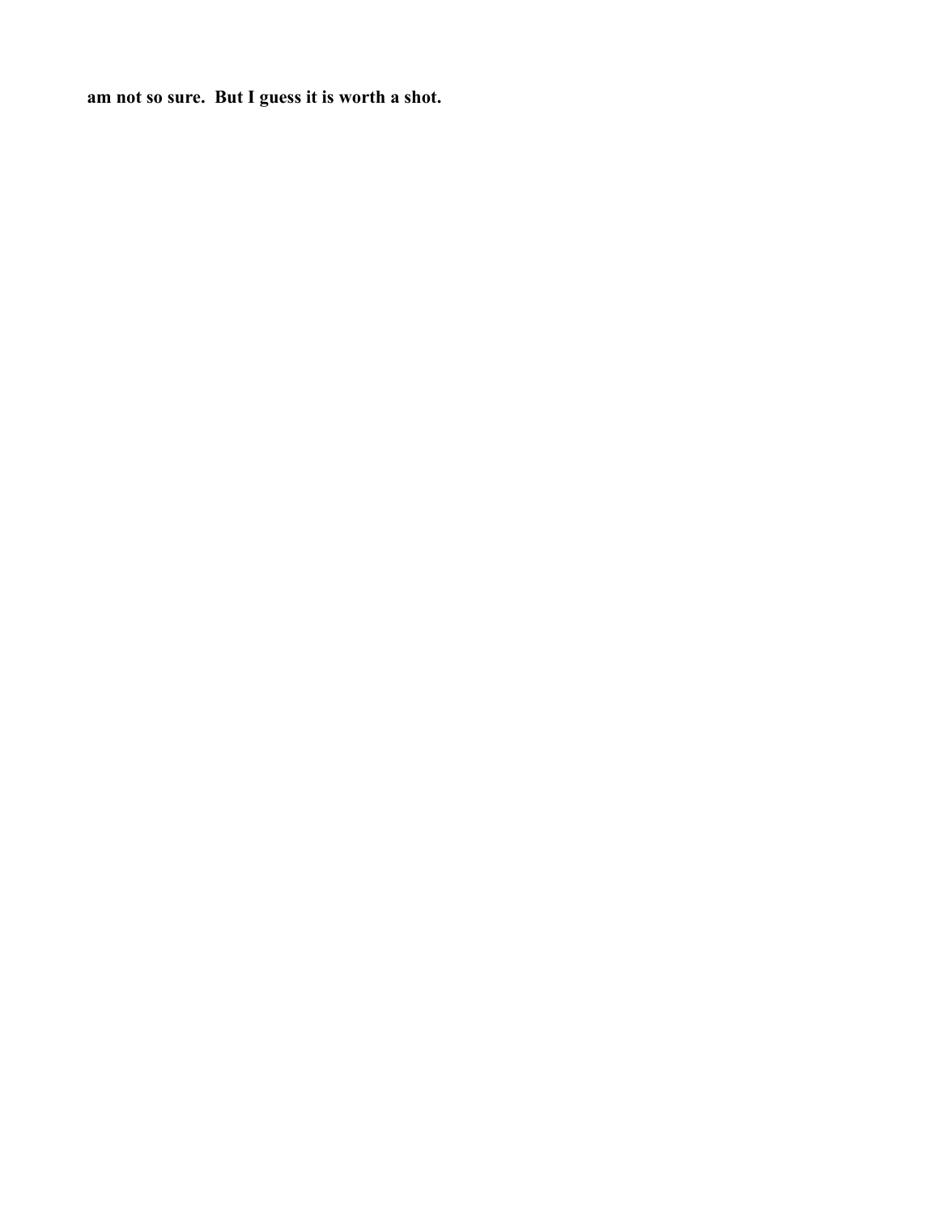**am not so sure.  But I guess it is worth a shot.**